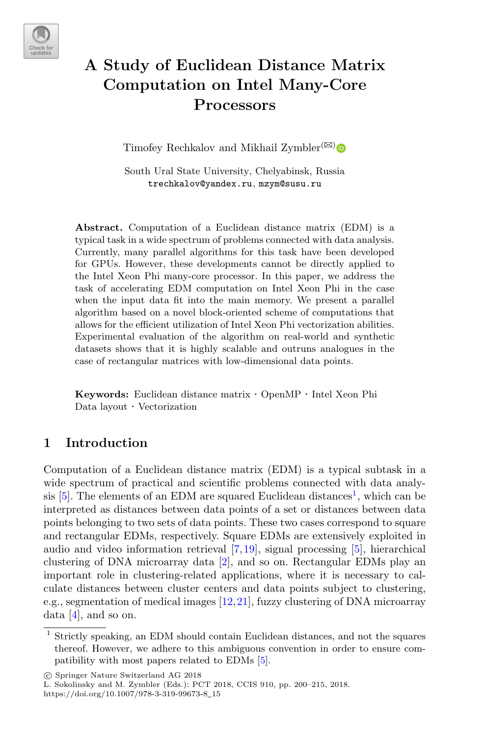# A Study of Euclidean Distance Matrix Computation on Intel Many-Core Processors

Timofey Rechkalov and Mikhail Zymbler(✉)

South Ural State University, Chelyabinsk, Russia
trechkalov@yandex.ru, mzym@susu.ru

**Abstract.** Computation of a Euclidean distance matrix (EDM) is a typical task in a wide spectrum of problems connected with data analysis. Currently, many parallel algorithms for this task have been developed for GPUs. However, these developments cannot be directly applied to the Intel Xeon Phi many-core processor. In this paper, we address the task of accelerating EDM computation on Intel Xeon Phi in the case when the input data fit into the main memory. We present a parallel algorithm based on a novel block-oriented scheme of computations that allows for the efficient utilization of Intel Xeon Phi vectorization abilities. Experimental evaluation of the algorithm on real-world and synthetic datasets shows that it is highly scalable and outruns analogues in the case of rectangular matrices with low-dimensional data points.

**Keywords:** Euclidean distance matrix · OpenMP · Intel Xeon Phi Data layout · Vectorization

## 1 Introduction

Computation of a Euclidean distance matrix (EDM) is a typical subtask in a wide spectrum of practical and scientific problems connected with data analysis [5]. The elements of an EDM are squared Euclidean distances[1], which can be interpreted as distances between data points of a set or distances between data points belonging to two sets of data points. These two cases correspond to square and rectangular EDMs, respectively. Square EDMs are extensively exploited in audio and video information retrieval [7,19], signal processing [5], hierarchical clustering of DNA microarray data [2], and so on. Rectangular EDMs play an important role in clustering-related applications, where it is necessary to calculate distances between cluster centers and data points subject to clustering, e.g., segmentation of medical images [12,21], fuzzy clustering of DNA microarray data [4], and so on.

[1] Strictly speaking, an EDM should contain Euclidean distances, and not the squares thereof. However, we adhere to this ambiguous convention in order to ensure compatibility with most papers related to EDMs [5].

© Springer Nature Switzerland AG 2018
L. Sokolinsky and M. Zymbler (Eds.): PCT 2018, CCIS 910, pp. 200–215, 2018.
https://doi.org/10.1007/978-3-319-99673-8_15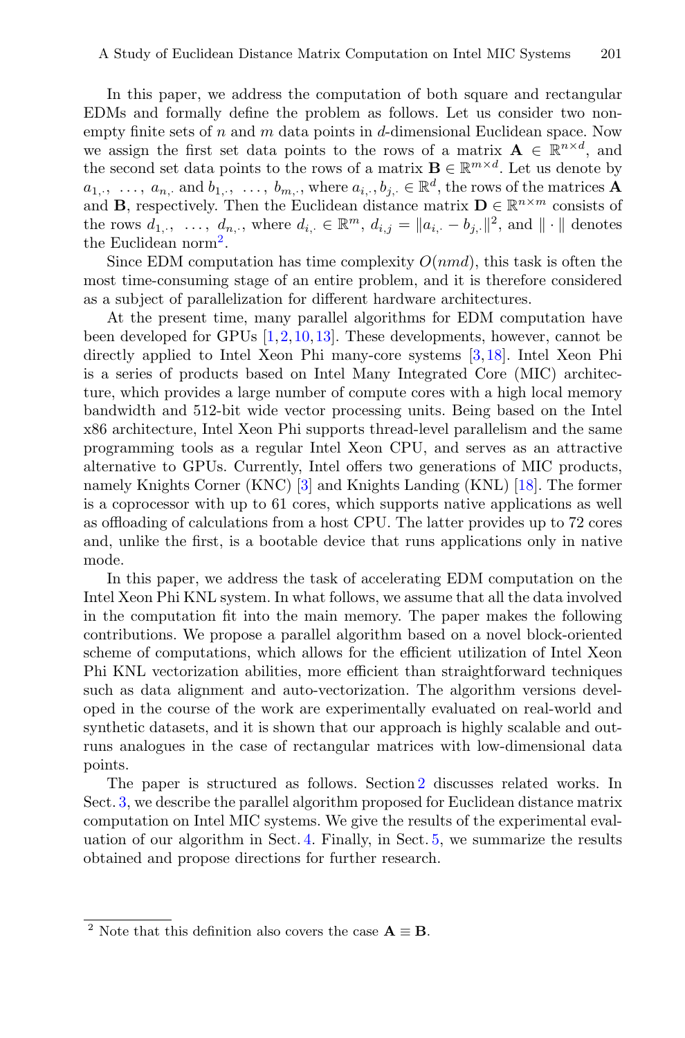In this paper, we address the computation of both square and rectangular EDMs and formally define the problem as follows. Let us consider two non-empty finite sets of $n$ and $m$ data points in $d$-dimensional Euclidean space. Now we assign the first set data points to the rows of a matrix $\mathbf{A} \in \mathbb{R}^{n \times d}$, and the second set data points to the rows of a matrix $\mathbf{B} \in \mathbb{R}^{m \times d}$. Let us denote by $a_{1,\cdot}, \ldots, a_{n,\cdot}$ and $b_{1,\cdot}, \ldots, b_{m,\cdot}$, where $a_{i,\cdot}, b_{j,\cdot} \in \mathbb{R}^d$, the rows of the matrices $\mathbf{A}$ and $\mathbf{B}$, respectively. Then the Euclidean distance matrix $\mathbf{D} \in \mathbb{R}^{n \times m}$ consists of the rows $d_{1,\cdot}, \ldots, d_{n,\cdot}$, where $d_{i,\cdot} \in \mathbb{R}^m$, $d_{i,j} = \|a_{i,\cdot} - b_{j,\cdot}\|^2$, and $\|\cdot\|$ denotes the Euclidean norm[2].

Since EDM computation has time complexity $O(nmd)$, this task is often the most time-consuming stage of an entire problem, and it is therefore considered as a subject of parallelization for different hardware architectures.

At the present time, many parallel algorithms for EDM computation have been developed for GPUs [1,2,10,13]. These developments, however, cannot be directly applied to Intel Xeon Phi many-core systems [3,18]. Intel Xeon Phi is a series of products based on Intel Many Integrated Core (MIC) architecture, which provides a large number of compute cores with a high local memory bandwidth and 512-bit wide vector processing units. Being based on the Intel x86 architecture, Intel Xeon Phi supports thread-level parallelism and the same programming tools as a regular Intel Xeon CPU, and serves as an attractive alternative to GPUs. Currently, Intel offers two generations of MIC products, namely Knights Corner (KNC) [3] and Knights Landing (KNL) [18]. The former is a coprocessor with up to 61 cores, which supports native applications as well as offloading of calculations from a host CPU. The latter provides up to 72 cores and, unlike the first, is a bootable device that runs applications only in native mode.

In this paper, we address the task of accelerating EDM computation on the Intel Xeon Phi KNL system. In what follows, we assume that all the data involved in the computation fit into the main memory. The paper makes the following contributions. We propose a parallel algorithm based on a novel block-oriented scheme of computations, which allows for the efficient utilization of Intel Xeon Phi KNL vectorization abilities, more efficient than straightforward techniques such as data alignment and auto-vectorization. The algorithm versions developed in the course of the work are experimentally evaluated on real-world and synthetic datasets, and it is shown that our approach is highly scalable and outruns analogues in the case of rectangular matrices with low-dimensional data points.

The paper is structured as follows. Section 2 discusses related works. In Sect. 3, we describe the parallel algorithm proposed for Euclidean distance matrix computation on Intel MIC systems. We give the results of the experimental evaluation of our algorithm in Sect. 4. Finally, in Sect. 5, we summarize the results obtained and propose directions for further research.

---

[2] Note that this definition also covers the case $\mathbf{A} \equiv \mathbf{B}$.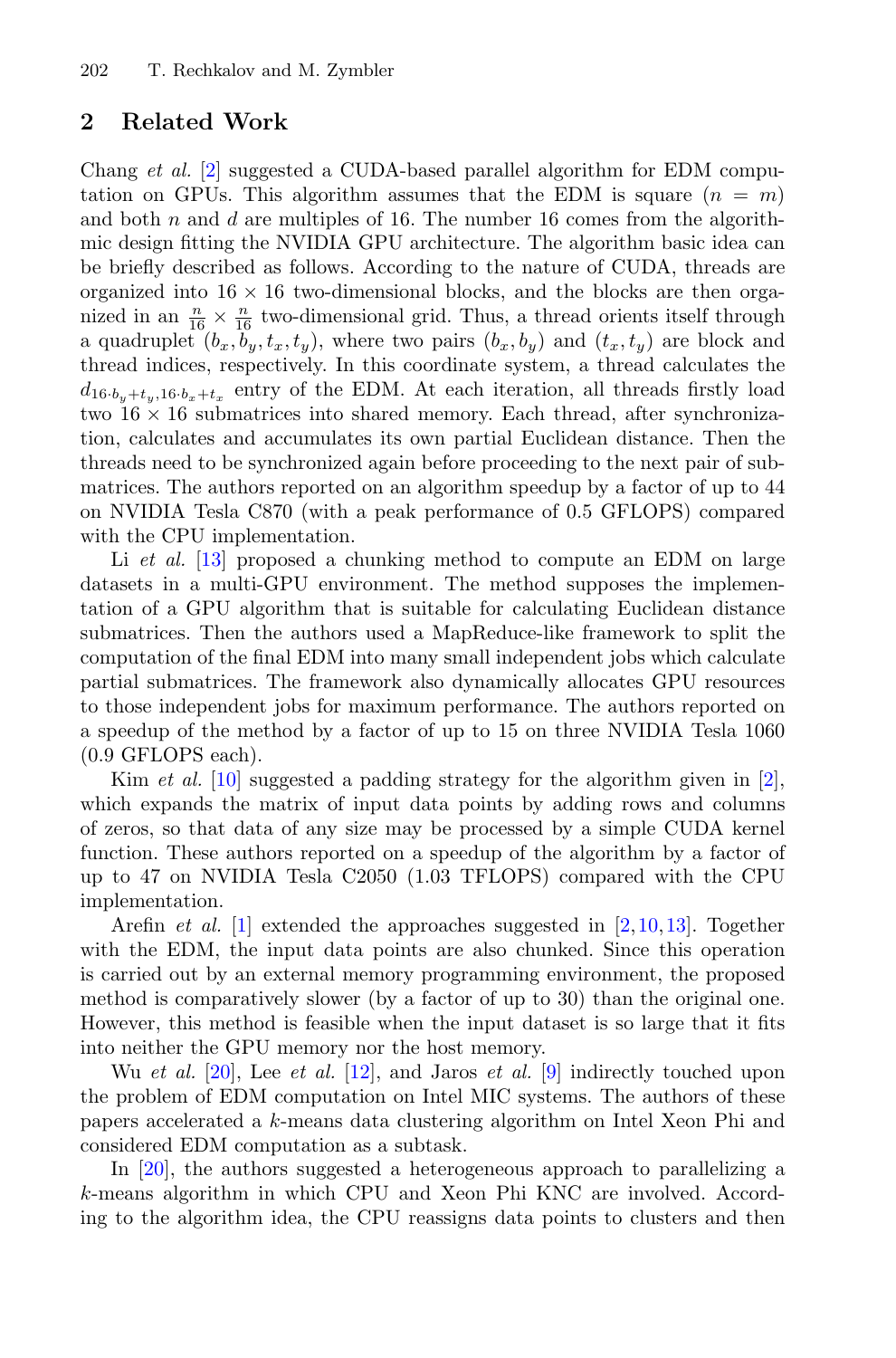## 2 Related Work

Chang *et al.* [2] suggested a CUDA-based parallel algorithm for EDM computation on GPUs. This algorithm assumes that the EDM is square ($n = m$) and both $n$ and $d$ are multiples of 16. The number 16 comes from the algorithmic design fitting the NVIDIA GPU architecture. The algorithm basic idea can be briefly described as follows. According to the nature of CUDA, threads are organized into $16 \times 16$ two-dimensional blocks, and the blocks are then organized in an $\frac{n}{16} \times \frac{n}{16}$ two-dimensional grid. Thus, a thread orients itself through a quadruplet $(b_x, b_y, t_x, t_y)$, where two pairs $(b_x, b_y)$ and $(t_x, t_y)$ are block and thread indices, respectively. In this coordinate system, a thread calculates the $d_{16 \cdot b_y + t_y, 16 \cdot b_x + t_x}$ entry of the EDM. At each iteration, all threads firstly load two $16 \times 16$ submatrices into shared memory. Each thread, after synchronization, calculates and accumulates its own partial Euclidean distance. Then the threads need to be synchronized again before proceeding to the next pair of submatrices. The authors reported on an algorithm speedup by a factor of up to 44 on NVIDIA Tesla C870 (with a peak performance of 0.5 GFLOPS) compared with the CPU implementation.

Li *et al.* [13] proposed a chunking method to compute an EDM on large datasets in a multi-GPU environment. The method supposes the implementation of a GPU algorithm that is suitable for calculating Euclidean distance submatrices. Then the authors used a MapReduce-like framework to split the computation of the final EDM into many small independent jobs which calculate partial submatrices. The framework also dynamically allocates GPU resources to those independent jobs for maximum performance. The authors reported on a speedup of the method by a factor of up to 15 on three NVIDIA Tesla 1060 (0.9 GFLOPS each).

Kim *et al.* [10] suggested a padding strategy for the algorithm given in [2], which expands the matrix of input data points by adding rows and columns of zeros, so that data of any size may be processed by a simple CUDA kernel function. These authors reported on a speedup of the algorithm by a factor of up to 47 on NVIDIA Tesla C2050 (1.03 TFLOPS) compared with the CPU implementation.

Arefin *et al.* [1] extended the approaches suggested in [2,10,13]. Together with the EDM, the input data points are also chunked. Since this operation is carried out by an external memory programming environment, the proposed method is comparatively slower (by a factor of up to 30) than the original one. However, this method is feasible when the input dataset is so large that it fits into neither the GPU memory nor the host memory.

Wu *et al.* [20], Lee *et al.* [12], and Jaros *et al.* [9] indirectly touched upon the problem of EDM computation on Intel MIC systems. The authors of these papers accelerated a $k$-means data clustering algorithm on Intel Xeon Phi and considered EDM computation as a subtask.

In [20], the authors suggested a heterogeneous approach to parallelizing a $k$-means algorithm in which CPU and Xeon Phi KNC are involved. According to the algorithm idea, the CPU reassigns data points to clusters and then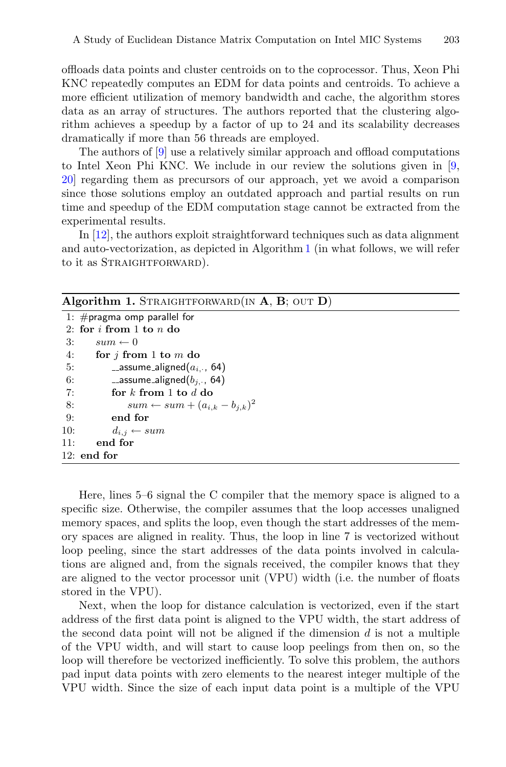offloads data points and cluster centroids on to the coprocessor. Thus, Xeon Phi KNC repeatedly computes an EDM for data points and centroids. To achieve a more efficient utilization of memory bandwidth and cache, the algorithm stores data as an array of structures. The authors reported that the clustering algorithm achieves a speedup by a factor of up to 24 and its scalability decreases dramatically if more than 56 threads are employed.

The authors of [9] use a relatively similar approach and offload computations to Intel Xeon Phi KNC. We include in our review the solutions given in [9, 20] regarding them as precursors of our approach, yet we avoid a comparison since those solutions employ an outdated approach and partial results on run time and speedup of the EDM computation stage cannot be extracted from the experimental results.

In [12], the authors exploit straightforward techniques such as data alignment and auto-vectorization, as depicted in Algorithm 1 (in what follows, we will refer to it as STRAIGHTFORWARD).

**Algorithm 1.** STRAIGHTFORWARD(IN **A**, **B**; OUT **D**)

```
 1: #pragma omp parallel for
 2: for i from 1 to n do
 3:     sum ← 0
 4:     for j from 1 to m do
 5:         __assume_aligned(a_{i,·}, 64)
 6:         __assume_aligned(b_{j,·}, 64)
 7:         for k from 1 to d do
 8:             sum ← sum + (a_{i,k} − b_{j,k})^2
 9:         end for
10:         d_{i,j} ← sum
11:     end for
12: end for
```

Here, lines 5–6 signal the C compiler that the memory space is aligned to a specific size. Otherwise, the compiler assumes that the loop accesses unaligned memory spaces, and splits the loop, even though the start addresses of the memory spaces are aligned in reality. Thus, the loop in line 7 is vectorized without loop peeling, since the start addresses of the data points involved in calculations are aligned and, from the signals received, the compiler knows that they are aligned to the vector processor unit (VPU) width (i.e. the number of floats stored in the VPU).

Next, when the loop for distance calculation is vectorized, even if the start address of the first data point is aligned to the VPU width, the start address of the second data point will not be aligned if the dimension $d$ is not a multiple of the VPU width, and will start to cause loop peelings from then on, so the loop will therefore be vectorized inefficiently. To solve this problem, the authors pad input data points with zero elements to the nearest integer multiple of the VPU width. Since the size of each input data point is a multiple of the VPU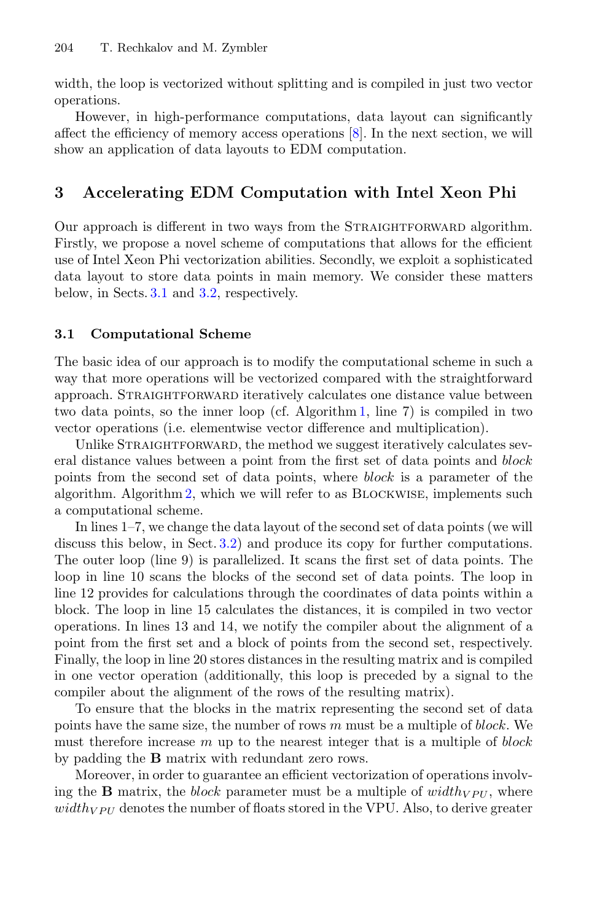width, the loop is vectorized without splitting and is compiled in just two vector operations.

However, in high-performance computations, data layout can significantly affect the efficiency of memory access operations [8]. In the next section, we will show an application of data layouts to EDM computation.

## 3 Accelerating EDM Computation with Intel Xeon Phi

Our approach is different in two ways from the Straightforward algorithm. Firstly, we propose a novel scheme of computations that allows for the efficient use of Intel Xeon Phi vectorization abilities. Secondly, we exploit a sophisticated data layout to store data points in main memory. We consider these matters below, in Sects. 3.1 and 3.2, respectively.

### 3.1 Computational Scheme

The basic idea of our approach is to modify the computational scheme in such a way that more operations will be vectorized compared with the straightforward approach. Straightforward iteratively calculates one distance value between two data points, so the inner loop (cf. Algorithm 1, line 7) is compiled in two vector operations (i.e. elementwise vector difference and multiplication).

Unlike Straightforward, the method we suggest iteratively calculates several distance values between a point from the first set of data points and *block* points from the second set of data points, where *block* is a parameter of the algorithm. Algorithm 2, which we will refer to as Blockwise, implements such a computational scheme.

In lines 1–7, we change the data layout of the second set of data points (we will discuss this below, in Sect. 3.2) and produce its copy for further computations. The outer loop (line 9) is parallelized. It scans the first set of data points. The loop in line 10 scans the blocks of the second set of data points. The loop in line 12 provides for calculations through the coordinates of data points within a block. The loop in line 15 calculates the distances, it is compiled in two vector operations. In lines 13 and 14, we notify the compiler about the alignment of a point from the first set and a block of points from the second set, respectively. Finally, the loop in line 20 stores distances in the resulting matrix and is compiled in one vector operation (additionally, this loop is preceded by a signal to the compiler about the alignment of the rows of the resulting matrix).

To ensure that the blocks in the matrix representing the second set of data points have the same size, the number of rows $m$ must be a multiple of *block*. We must therefore increase $m$ up to the nearest integer that is a multiple of *block* by padding the **B** matrix with redundant zero rows.

Moreover, in order to guarantee an efficient vectorization of operations involving the **B** matrix, the *block* parameter must be a multiple of $width_{VPU}$, where $width_{VPU}$ denotes the number of floats stored in the VPU. Also, to derive greater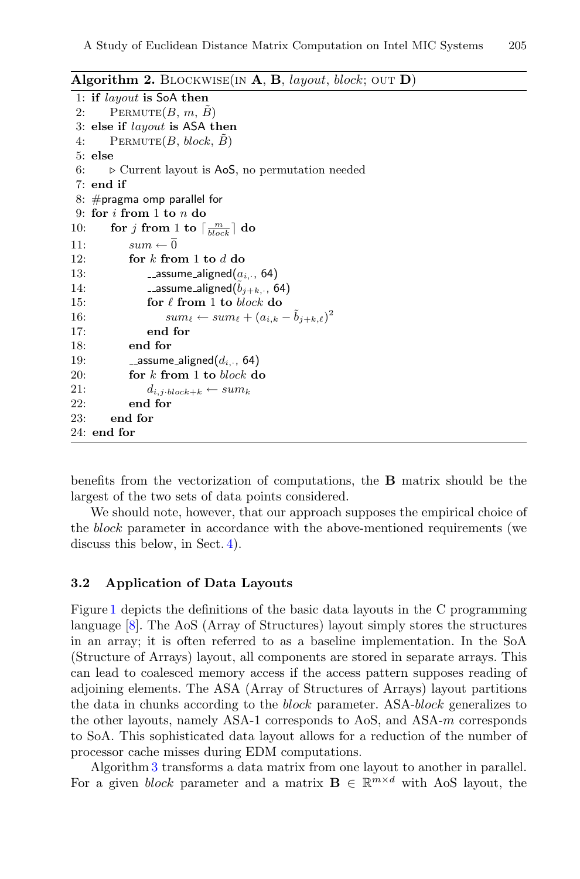**Algorithm 2.** BLOCKWISE(IN **A**, **B**, *layout*, *block*; OUT **D**)

```
1: if layout is SoA then
2:     PERMUTE(B, m, B̃)
3: else if layout is ASA then
4:     PERMUTE(B, block, B̃)
5: else
6:     ▷ Current layout is AoS, no permutation needed
7: end if
8: #pragma omp parallel for
9: for i from 1 to n do
10:     for j from 1 to ⌈m/block⌉ do
11:         sum ← 0̄
12:         for k from 1 to d do
13:             __assume_aligned(a_{i,·}, 64)
14:             __assume_aligned(b̃_{j+k,·}, 64)
15:             for ℓ from 1 to block do
16:                 sum_ℓ ← sum_ℓ + (a_{i,k} − b̃_{j+k,ℓ})^2
17:             end for
18:         end for
19:         __assume_aligned(d_{i,·}, 64)
20:         for k from 1 to block do
21:             d_{i,j·block+k} ← sum_k
22:         end for
23:     end for
24: end for
```

benefits from the vectorization of computations, the **B** matrix should be the largest of the two sets of data points considered.

We should note, however, that our approach supposes the empirical choice of the *block* parameter in accordance with the above-mentioned requirements (we discuss this below, in Sect. 4).

### 3.2 Application of Data Layouts

Figure 1 depicts the definitions of the basic data layouts in the C programming language [8]. The AoS (Array of Structures) layout simply stores the structures in an array; it is often referred to as a baseline implementation. In the SoA (Structure of Arrays) layout, all components are stored in separate arrays. This can lead to coalesced memory access if the access pattern supposes reading of adjoining elements. The ASA (Array of Structures of Arrays) layout partitions the data in chunks according to the *block* parameter. ASA-*block* generalizes to the other layouts, namely ASA-1 corresponds to AoS, and ASA-$m$ corresponds to SoA. This sophisticated data layout allows for a reduction of the number of processor cache misses during EDM computations.

Algorithm 3 transforms a data matrix from one layout to another in parallel. For a given *block* parameter and a matrix $\mathbf{B} \in \mathbb{R}^{m \times d}$ with AoS layout, the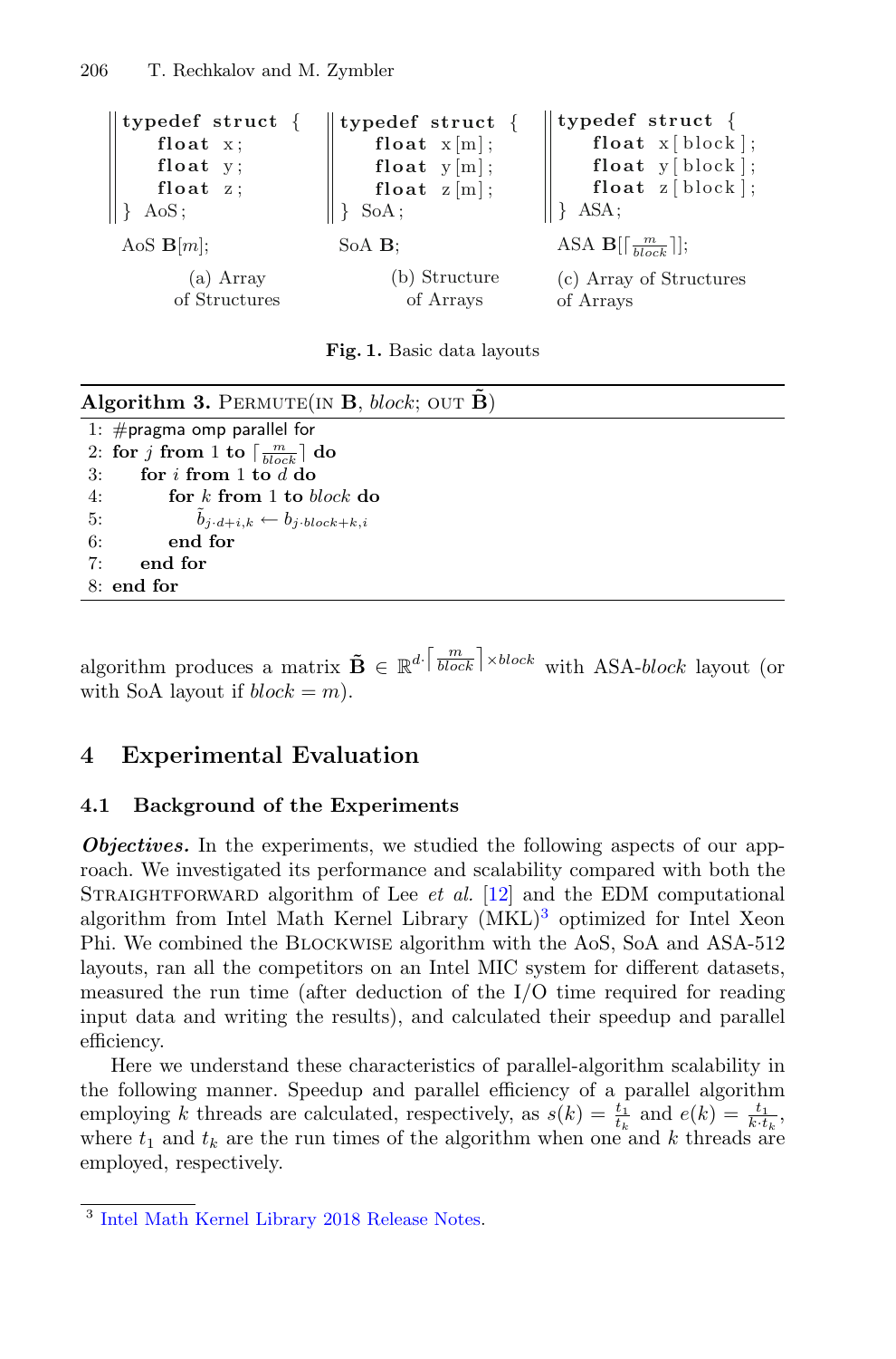```
typedef struct {
    float x;
    float y;
    float z;
} AoS;
```

AoS $\mathbf{B}[m]$;

(a) Array of Structures

```
typedef struct {
    float x[m];
    float y[m];
    float z[m];
} SoA;
```

SoA $\mathbf{B}$;

(b) Structure of Arrays

```
typedef struct {
    float x[block];
    float y[block];
    float z[block];
} ASA;
```

ASA $\mathbf{B}[\lceil \frac{m}{block} \rceil]$;

(c) Array of Structures of Arrays

**Fig. 1.** Basic data layouts

**Algorithm 3.** PERMUTE(IN $\mathbf{B}$, *block*; OUT $\tilde{\mathbf{B}}$)

1: #pragma omp parallel for
2: **for** $j$ **from** 1 **to** $\lceil \frac{m}{block} \rceil$ **do**
3: &nbsp;&nbsp;&nbsp;&nbsp;**for** $i$ **from** 1 **to** $d$ **do**
4: &nbsp;&nbsp;&nbsp;&nbsp;&nbsp;&nbsp;&nbsp;&nbsp;**for** $k$ **from** 1 **to** *block* **do**
5: &nbsp;&nbsp;&nbsp;&nbsp;&nbsp;&nbsp;&nbsp;&nbsp;&nbsp;&nbsp;&nbsp;&nbsp;$\tilde{b}_{j \cdot d+i,k} \leftarrow b_{j \cdot block+k,i}$
6: &nbsp;&nbsp;&nbsp;&nbsp;&nbsp;&nbsp;&nbsp;&nbsp;**end for**
7: &nbsp;&nbsp;&nbsp;&nbsp;**end for**
8: **end for**

algorithm produces a matrix $\tilde{\mathbf{B}} \in \mathbb{R}^{d \cdot \lceil \frac{m}{block} \rceil \times block}$ with ASA-*block* layout (or with SoA layout if $block = m$).

## 4 Experimental Evaluation

### 4.1 Background of the Experiments

***Objectives.*** In the experiments, we studied the following aspects of our approach. We investigated its performance and scalability compared with both the STRAIGHTFORWARD algorithm of Lee *et al.* [12] and the EDM computational algorithm from Intel Math Kernel Library (MKL)[3] optimized for Intel Xeon Phi. We combined the BLOCKWISE algorithm with the AoS, SoA and ASA-512 layouts, ran all the competitors on an Intel MIC system for different datasets, measured the run time (after deduction of the I/O time required for reading input data and writing the results), and calculated their speedup and parallel efficiency.

Here we understand these characteristics of parallel-algorithm scalability in the following manner. Speedup and parallel efficiency of a parallel algorithm employing $k$ threads are calculated, respectively, as $s(k) = \frac{t_1}{t_k}$ and $e(k) = \frac{t_1}{k \cdot t_k}$, where $t_1$ and $t_k$ are the run times of the algorithm when one and $k$ threads are employed, respectively.

[3] Intel Math Kernel Library 2018 Release Notes.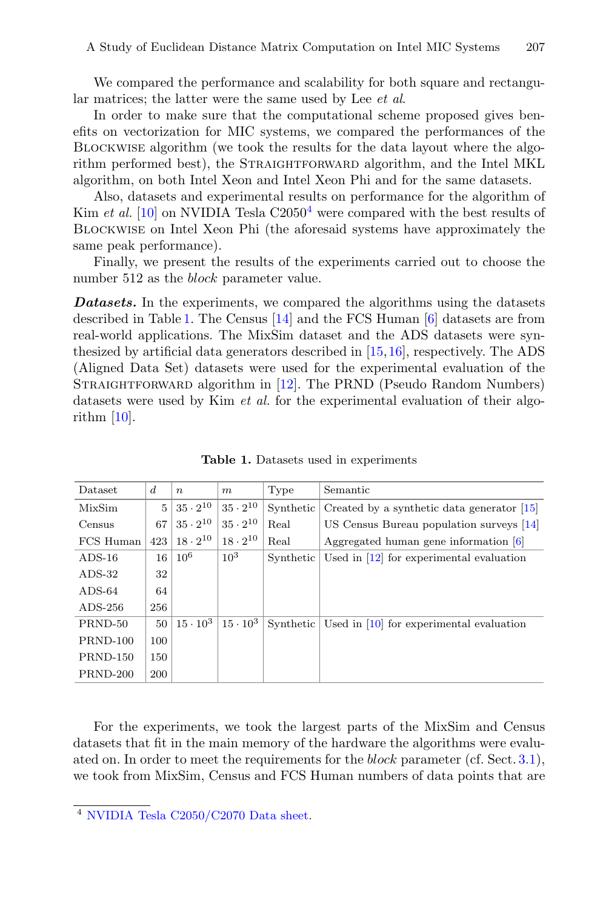We compared the performance and scalability for both square and rectangular matrices; the latter were the same used by Lee *et al.*

In order to make sure that the computational scheme proposed gives benefits on vectorization for MIC systems, we compared the performances of the Blockwise algorithm (we took the results for the data layout where the algorithm performed best), the Straightforward algorithm, and the Intel MKL algorithm, on both Intel Xeon and Intel Xeon Phi and for the same datasets.

Also, datasets and experimental results on performance for the algorithm of Kim *et al.* [10] on NVIDIA Tesla C2050[4] were compared with the best results of Blockwise on Intel Xeon Phi (the aforesaid systems have approximately the same peak performance).

Finally, we present the results of the experiments carried out to choose the number 512 as the *block* parameter value.

***Datasets.*** In the experiments, we compared the algorithms using the datasets described in Table 1. The Census [14] and the FCS Human [6] datasets are from real-world applications. The MixSim dataset and the ADS datasets were synthesized by artificial data generators described in [15,16], respectively. The ADS (Aligned Data Set) datasets were used for the experimental evaluation of the Straightforward algorithm in [12]. The PRND (Pseudo Random Numbers) datasets were used by Kim *et al.* for the experimental evaluation of their algorithm [10].

**Table 1.** Datasets used in experiments

| Dataset | $d$ | $n$ | $m$ | Type | Semantic |
|---|---|---|---|---|---|
| MixSim | 5 | $35 \cdot 2^{10}$ | $35 \cdot 2^{10}$ | Synthetic | Created by a synthetic data generator [15] |
| Census | 67 | $35 \cdot 2^{10}$ | $35 \cdot 2^{10}$ | Real | US Census Bureau population surveys [14] |
| FCS Human | 423 | $18 \cdot 2^{10}$ | $18 \cdot 2^{10}$ | Real | Aggregated human gene information [6] |
| ADS-16 | 16 | $10^6$ | $10^3$ | Synthetic | Used in [12] for experimental evaluation |
| ADS-32 | 32 | | | | |
| ADS-64 | 64 | | | | |
| ADS-256 | 256 | | | | |
| PRND-50 | 50 | $15 \cdot 10^3$ | $15 \cdot 10^3$ | Synthetic | Used in [10] for experimental evaluation |
| PRND-100 | 100 | | | | |
| PRND-150 | 150 | | | | |
| PRND-200 | 200 | | | | |

For the experiments, we took the largest parts of the MixSim and Census datasets that fit in the main memory of the hardware the algorithms were evaluated on. In order to meet the requirements for the *block* parameter (cf. Sect. 3.1), we took from MixSim, Census and FCS Human numbers of data points that are

[4] NVIDIA Tesla C2050/C2070 Data sheet.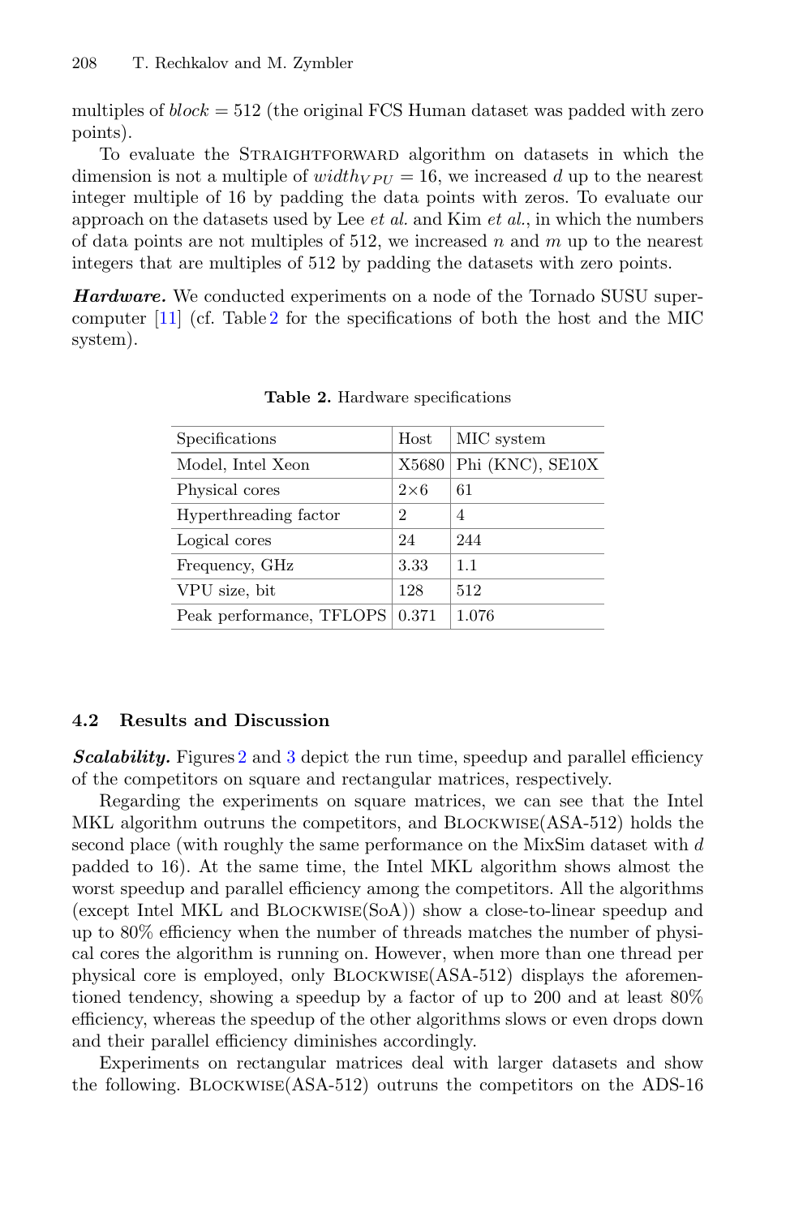multiples of *block* = 512 (the original FCS Human dataset was padded with zero points).

To evaluate the Straightforward algorithm on datasets in which the dimension is not a multiple of $width_{VPU} = 16$, we increased $d$ up to the nearest integer multiple of 16 by padding the data points with zeros. To evaluate our approach on the datasets used by Lee *et al.* and Kim *et al.*, in which the numbers of data points are not multiples of 512, we increased $n$ and $m$ up to the nearest integers that are multiples of 512 by padding the datasets with zero points.

***Hardware.*** We conducted experiments on a node of the Tornado SUSU supercomputer [11] (cf. Table 2 for the specifications of both the host and the MIC system).

**Table 2.** Hardware specifications

| Specifications | Host | MIC system |
|---|---|---|
| Model, Intel Xeon | X5680 | Phi (KNC), SE10X |
| Physical cores | 2×6 | 61 |
| Hyperthreading factor | 2 | 4 |
| Logical cores | 24 | 244 |
| Frequency, GHz | 3.33 | 1.1 |
| VPU size, bit | 128 | 512 |
| Peak performance, TFLOPS | 0.371 | 1.076 |

### 4.2 Results and Discussion

***Scalability.*** Figures 2 and 3 depict the run time, speedup and parallel efficiency of the competitors on square and rectangular matrices, respectively.

Regarding the experiments on square matrices, we can see that the Intel MKL algorithm outruns the competitors, and Blockwise(ASA-512) holds the second place (with roughly the same performance on the MixSim dataset with $d$ padded to 16). At the same time, the Intel MKL algorithm shows almost the worst speedup and parallel efficiency among the competitors. All the algorithms (except Intel MKL and Blockwise(SoA)) show a close-to-linear speedup and up to 80% efficiency when the number of threads matches the number of physical cores the algorithm is running on. However, when more than one thread per physical core is employed, only Blockwise(ASA-512) displays the aforementioned tendency, showing a speedup by a factor of up to 200 and at least 80% efficiency, whereas the speedup of the other algorithms slows or even drops down and their parallel efficiency diminishes accordingly.

Experiments on rectangular matrices deal with larger datasets and show the following. Blockwise(ASA-512) outruns the competitors on the ADS-16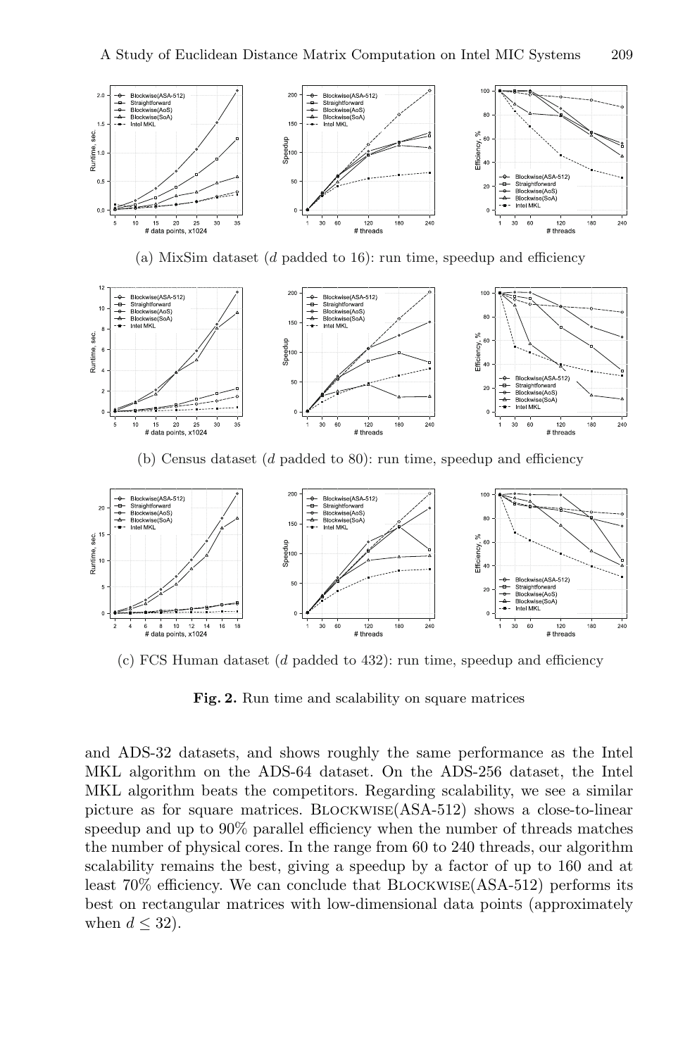(a) MixSim dataset ($d$ padded to 16): run time, speedup and efficiency

(b) Census dataset ($d$ padded to 80): run time, speedup and efficiency

(c) FCS Human dataset ($d$ padded to 432): run time, speedup and efficiency

**Fig. 2.** Run time and scalability on square matrices

and ADS-32 datasets, and shows roughly the same performance as the Intel MKL algorithm on the ADS-64 dataset. On the ADS-256 dataset, the Intel MKL algorithm beats the competitors. Regarding scalability, we see a similar picture as for square matrices. Blockwise(ASA-512) shows a close-to-linear speedup and up to 90% parallel efficiency when the number of threads matches the number of physical cores. In the range from 60 to 240 threads, our algorithm scalability remains the best, giving a speedup by a factor of up to 160 and at least 70% efficiency. We can conclude that Blockwise(ASA-512) performs its best on rectangular matrices with low-dimensional data points (approximately when $d \leq 32$).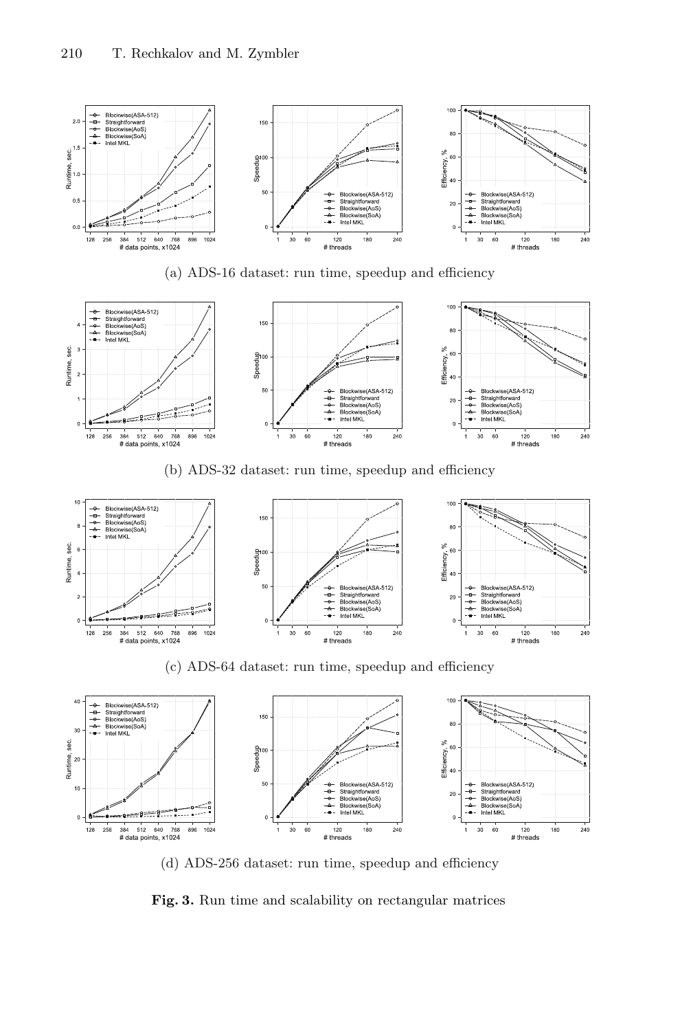(a) ADS-16 dataset: run time, speedup and efficiency

(b) ADS-32 dataset: run time, speedup and efficiency

(c) ADS-64 dataset: run time, speedup and efficiency

(d) ADS-256 dataset: run time, speedup and efficiency

**Fig. 3.** Run time and scalability on rectangular matrices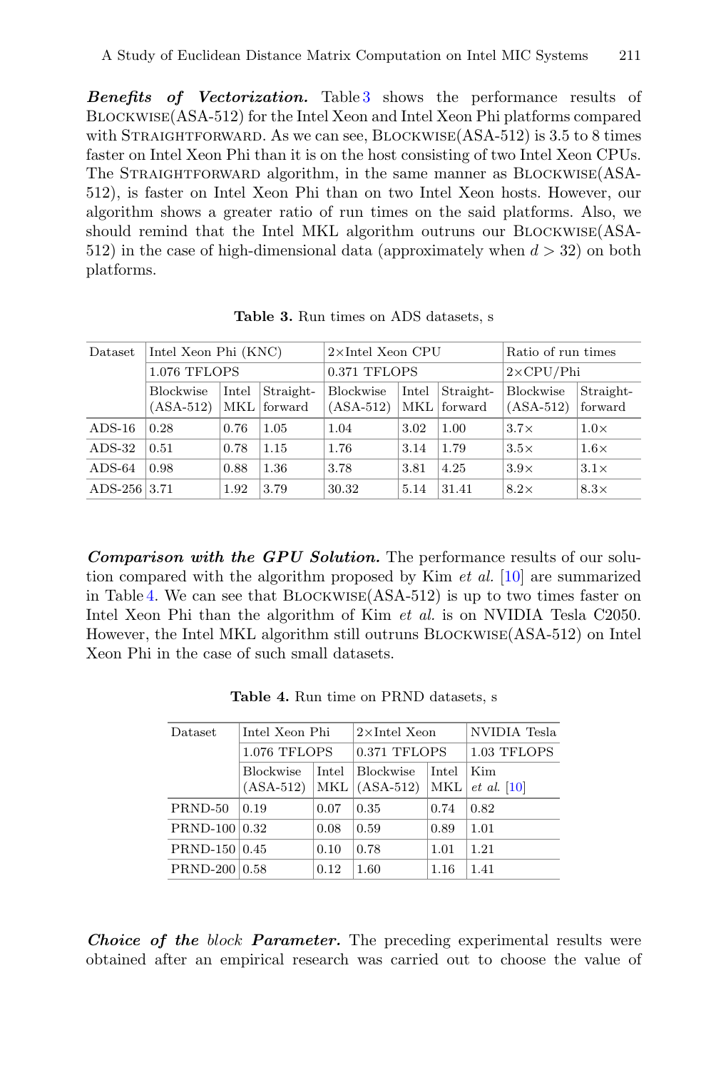***Benefits of Vectorization.*** Table 3 shows the performance results of Blockwise(ASA-512) for the Intel Xeon and Intel Xeon Phi platforms compared with Straightforward. As we can see, Blockwise(ASA-512) is 3.5 to 8 times faster on Intel Xeon Phi than it is on the host consisting of two Intel Xeon CPUs. The Straightforward algorithm, in the same manner as Blockwise(ASA-512), is faster on Intel Xeon Phi than on two Intel Xeon hosts. However, our algorithm shows a greater ratio of run times on the said platforms. Also, we should remind that the Intel MKL algorithm outruns our Blockwise(ASA-512) in the case of high-dimensional data (approximately when $d > 32$) on both platforms.

**Table 3.** Run times on ADS datasets, s

| Dataset | Intel Xeon Phi (KNC) | | | 2×Intel Xeon CPU | | | Ratio of run times | |
|---|---|---|---|---|---|---|---|---|
| | 1.076 TFLOPS | | | 0.371 TFLOPS | | | 2×CPU/Phi | |
| | Blockwise (ASA-512) | Intel MKL | Straight-forward | Blockwise (ASA-512) | Intel MKL | Straight-forward | Blockwise (ASA-512) | Straight-forward |
| ADS-16 | 0.28 | 0.76 | 1.05 | 1.04 | 3.02 | 1.00 | 3.7× | 1.0× |
| ADS-32 | 0.51 | 0.78 | 1.15 | 1.76 | 3.14 | 1.79 | 3.5× | 1.6× |
| ADS-64 | 0.98 | 0.88 | 1.36 | 3.78 | 3.81 | 4.25 | 3.9× | 3.1× |
| ADS-256 | 3.71 | 1.92 | 3.79 | 30.32 | 5.14 | 31.41 | 8.2× | 8.3× |

***Comparison with the GPU Solution.*** The performance results of our solution compared with the algorithm proposed by Kim *et al.* [10] are summarized in Table 4. We can see that Blockwise(ASA-512) is up to two times faster on Intel Xeon Phi than the algorithm of Kim *et al.* is on NVIDIA Tesla C2050. However, the Intel MKL algorithm still outruns Blockwise(ASA-512) on Intel Xeon Phi in the case of such small datasets.

**Table 4.** Run time on PRND datasets, s

| Dataset | Intel Xeon Phi | | 2×Intel Xeon | | NVIDIA Tesla |
|---|---|---|---|---|---|
| | 1.076 TFLOPS | | 0.371 TFLOPS | | 1.03 TFLOPS |
| | Blockwise (ASA-512) | Intel MKL | Blockwise (ASA-512) | Intel MKL | Kim *et al.* [10] |
| PRND-50 | 0.19 | 0.07 | 0.35 | 0.74 | 0.82 |
| PRND-100 | 0.32 | 0.08 | 0.59 | 0.89 | 1.01 |
| PRND-150 | 0.45 | 0.10 | 0.78 | 1.01 | 1.21 |
| PRND-200 | 0.58 | 0.12 | 1.60 | 1.16 | 1.41 |

***Choice of the** block **Parameter.*** The preceding experimental results were obtained after an empirical research was carried out to choose the value of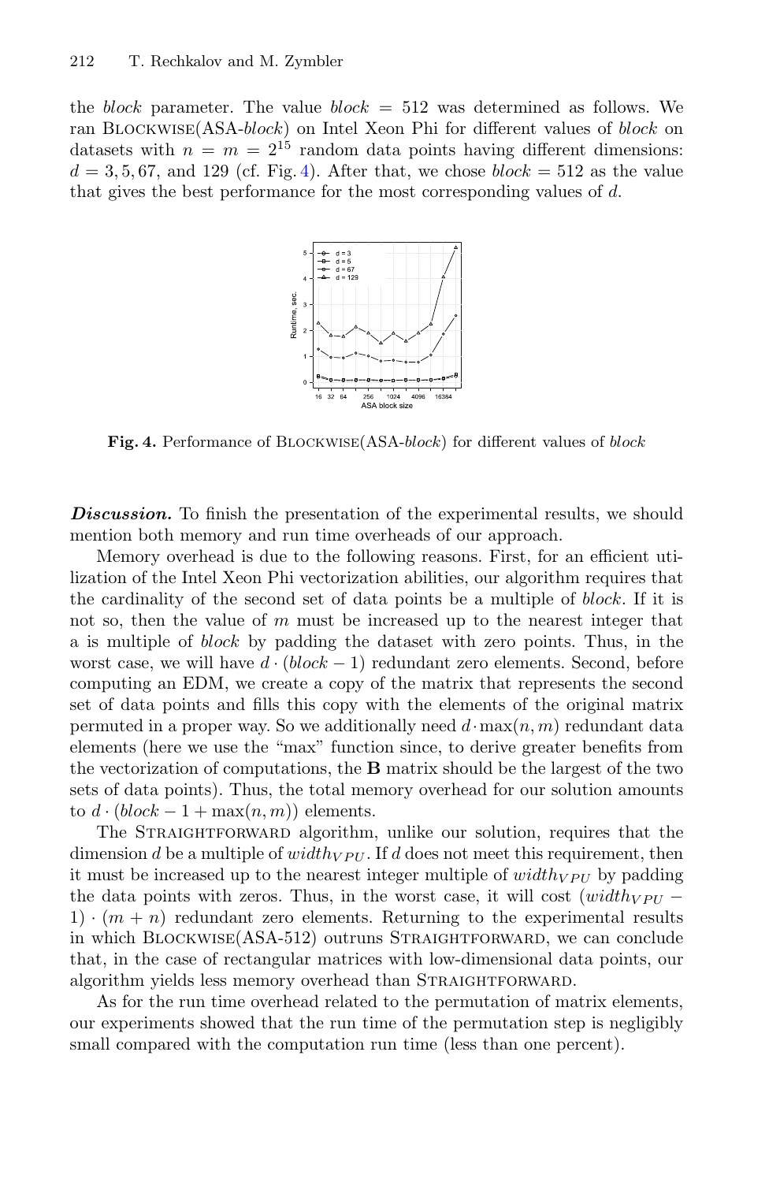the *block* parameter. The value $block = 512$ was determined as follows. We ran BLOCKWISE(ASA-*block*) on Intel Xeon Phi for different values of *block* on datasets with $n = m = 2^{15}$ random data points having different dimensions: $d = 3, 5, 67$, and 129 (cf. Fig. 4). After that, we chose $block = 512$ as the value that gives the best performance for the most corresponding values of $d$.

**Fig. 4.** Performance of BLOCKWISE(ASA-*block*) for different values of *block*

***Discussion.*** To finish the presentation of the experimental results, we should mention both memory and run time overheads of our approach.

Memory overhead is due to the following reasons. First, for an efficient utilization of the Intel Xeon Phi vectorization abilities, our algorithm requires that the cardinality of the second set of data points be a multiple of *block*. If it is not so, then the value of $m$ must be increased up to the nearest integer that a is multiple of *block* by padding the dataset with zero points. Thus, in the worst case, we will have $d \cdot (block - 1)$ redundant zero elements. Second, before computing an EDM, we create a copy of the matrix that represents the second set of data points and fills this copy with the elements of the original matrix permuted in a proper way. So we additionally need $d \cdot \max(n, m)$ redundant data elements (here we use the "max" function since, to derive greater benefits from the vectorization of computations, the $\mathbf{B}$ matrix should be the largest of the two sets of data points). Thus, the total memory overhead for our solution amounts to $d \cdot (block - 1 + \max(n, m))$ elements.

The STRAIGHTFORWARD algorithm, unlike our solution, requires that the dimension $d$ be a multiple of $width_{VPU}$. If $d$ does not meet this requirement, then it must be increased up to the nearest integer multiple of $width_{VPU}$ by padding the data points with zeros. Thus, in the worst case, it will cost $(width_{VPU} - 1) \cdot (m + n)$ redundant zero elements. Returning to the experimental results in which BLOCKWISE(ASA-512) outruns STRAIGHTFORWARD, we can conclude that, in the case of rectangular matrices with low-dimensional data points, our algorithm yields less memory overhead than STRAIGHTFORWARD.

As for the run time overhead related to the permutation of matrix elements, our experiments showed that the run time of the permutation step is negligibly small compared with the computation run time (less than one percent).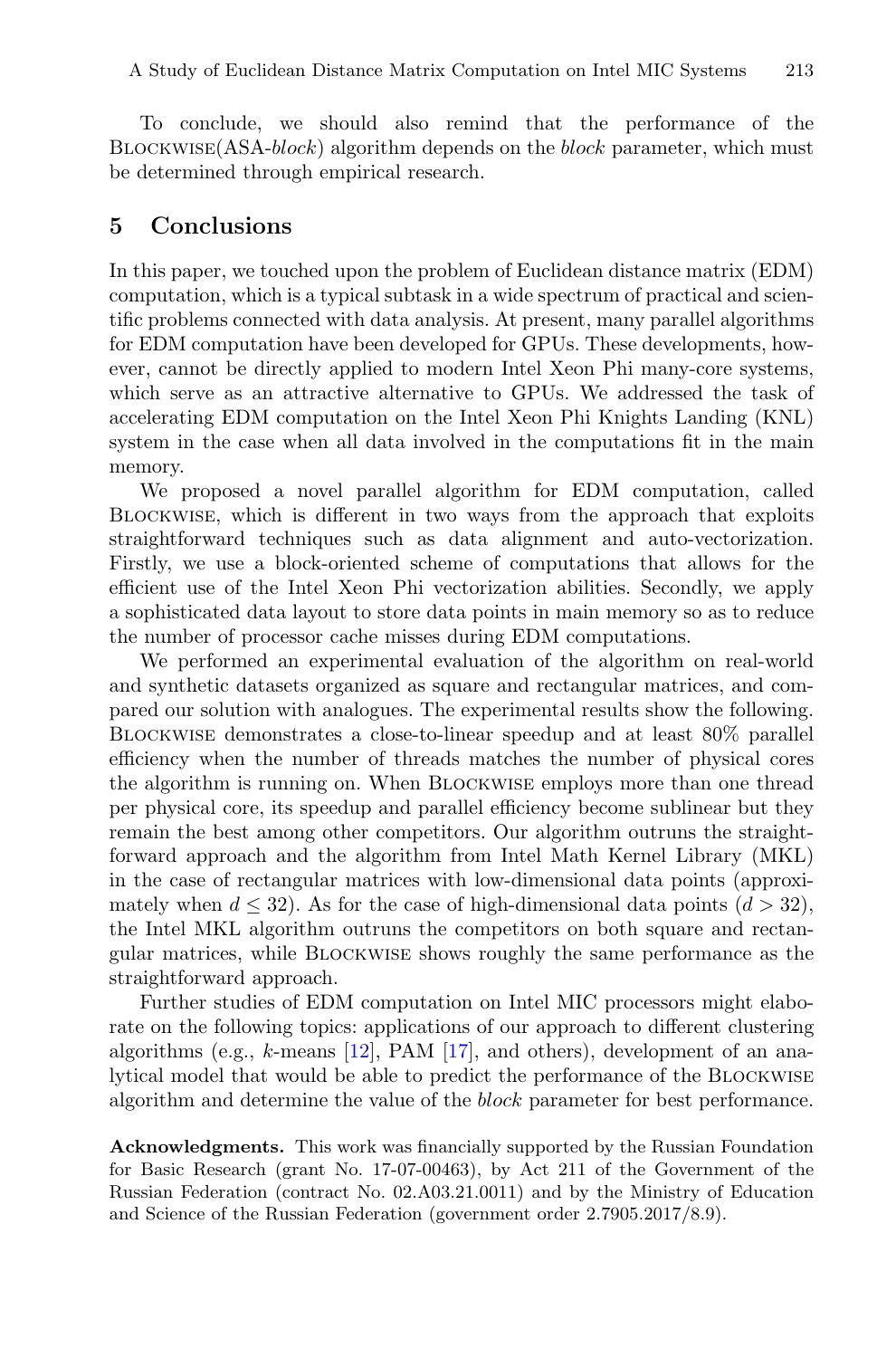To conclude, we should also remind that the performance of the Blockwise(ASA-*block*) algorithm depends on the *block* parameter, which must be determined through empirical research.

## 5 Conclusions

In this paper, we touched upon the problem of Euclidean distance matrix (EDM) computation, which is a typical subtask in a wide spectrum of practical and scientific problems connected with data analysis. At present, many parallel algorithms for EDM computation have been developed for GPUs. These developments, however, cannot be directly applied to modern Intel Xeon Phi many-core systems, which serve as an attractive alternative to GPUs. We addressed the task of accelerating EDM computation on the Intel Xeon Phi Knights Landing (KNL) system in the case when all data involved in the computations fit in the main memory.

We proposed a novel parallel algorithm for EDM computation, called Blockwise, which is different in two ways from the approach that exploits straightforward techniques such as data alignment and auto-vectorization. Firstly, we use a block-oriented scheme of computations that allows for the efficient use of the Intel Xeon Phi vectorization abilities. Secondly, we apply a sophisticated data layout to store data points in main memory so as to reduce the number of processor cache misses during EDM computations.

We performed an experimental evaluation of the algorithm on real-world and synthetic datasets organized as square and rectangular matrices, and compared our solution with analogues. The experimental results show the following. Blockwise demonstrates a close-to-linear speedup and at least 80% parallel efficiency when the number of threads matches the number of physical cores the algorithm is running on. When Blockwise employs more than one thread per physical core, its speedup and parallel efficiency become sublinear but they remain the best among other competitors. Our algorithm outruns the straightforward approach and the algorithm from Intel Math Kernel Library (MKL) in the case of rectangular matrices with low-dimensional data points (approximately when $d \leq 32$). As for the case of high-dimensional data points ($d > 32$), the Intel MKL algorithm outruns the competitors on both square and rectangular matrices, while Blockwise shows roughly the same performance as the straightforward approach.

Further studies of EDM computation on Intel MIC processors might elaborate on the following topics: applications of our approach to different clustering algorithms (e.g., $k$-means [12], PAM [17], and others), development of an analytical model that would be able to predict the performance of the Blockwise algorithm and determine the value of the *block* parameter for best performance.

**Acknowledgments.** This work was financially supported by the Russian Foundation for Basic Research (grant No. 17-07-00463), by Act 211 of the Government of the Russian Federation (contract No. 02.A03.21.0011) and by the Ministry of Education and Science of the Russian Federation (government order 2.7905.2017/8.9).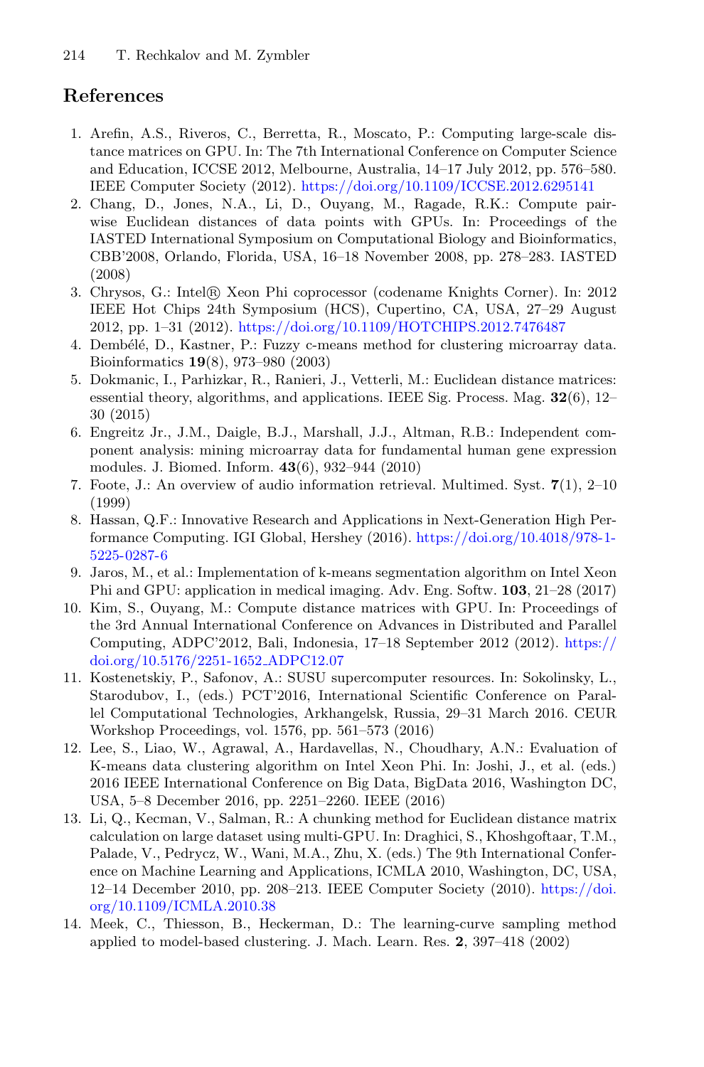## References

1. Arefin, A.S., Riveros, C., Berretta, R., Moscato, P.: Computing large-scale distance matrices on GPU. In: The 7th International Conference on Computer Science and Education, ICCSE 2012, Melbourne, Australia, 14–17 July 2012, pp. 576–580. IEEE Computer Society (2012). https://doi.org/10.1109/ICCSE.2012.6295141
2. Chang, D., Jones, N.A., Li, D., Ouyang, M., Ragade, R.K.: Compute pairwise Euclidean distances of data points with GPUs. In: Proceedings of the IASTED International Symposium on Computational Biology and Bioinformatics, CBB'2008, Orlando, Florida, USA, 16–18 November 2008, pp. 278–283. IASTED (2008)
3. Chrysos, G.: Intel® Xeon Phi coprocessor (codename Knights Corner). In: 2012 IEEE Hot Chips 24th Symposium (HCS), Cupertino, CA, USA, 27–29 August 2012, pp. 1–31 (2012). https://doi.org/10.1109/HOTCHIPS.2012.7476487
4. Dembélé, D., Kastner, P.: Fuzzy c-means method for clustering microarray data. Bioinformatics **19**(8), 973–980 (2003)
5. Dokmanic, I., Parhizkar, R., Ranieri, J., Vetterli, M.: Euclidean distance matrices: essential theory, algorithms, and applications. IEEE Sig. Process. Mag. **32**(6), 12–30 (2015)
6. Engreitz Jr., J.M., Daigle, B.J., Marshall, J.J., Altman, R.B.: Independent component analysis: mining microarray data for fundamental human gene expression modules. J. Biomed. Inform. **43**(6), 932–944 (2010)
7. Foote, J.: An overview of audio information retrieval. Multimed. Syst. **7**(1), 2–10 (1999)
8. Hassan, Q.F.: Innovative Research and Applications in Next-Generation High Performance Computing. IGI Global, Hershey (2016). https://doi.org/10.4018/978-1-5225-0287-6
9. Jaros, M., et al.: Implementation of k-means segmentation algorithm on Intel Xeon Phi and GPU: application in medical imaging. Adv. Eng. Softw. **103**, 21–28 (2017)
10. Kim, S., Ouyang, M.: Compute distance matrices with GPU. In: Proceedings of the 3rd Annual International Conference on Advances in Distributed and Parallel Computing, ADPC'2012, Bali, Indonesia, 17–18 September 2012 (2012). https://doi.org/10.5176/2251-1652_ADPC12.07
11. Kostenetskiy, P., Safonov, A.: SUSU supercomputer resources. In: Sokolinsky, L., Starodubov, I., (eds.) PCT'2016, International Scientific Conference on Parallel Computational Technologies, Arkhangelsk, Russia, 29–31 March 2016. CEUR Workshop Proceedings, vol. 1576, pp. 561–573 (2016)
12. Lee, S., Liao, W., Agrawal, A., Hardavellas, N., Choudhary, A.N.: Evaluation of K-means data clustering algorithm on Intel Xeon Phi. In: Joshi, J., et al. (eds.) 2016 IEEE International Conference on Big Data, BigData 2016, Washington DC, USA, 5–8 December 2016, pp. 2251–2260. IEEE (2016)
13. Li, Q., Kecman, V., Salman, R.: A chunking method for Euclidean distance matrix calculation on large dataset using multi-GPU. In: Draghici, S., Khoshgoftaar, T.M., Palade, V., Pedrycz, W., Wani, M.A., Zhu, X. (eds.) The 9th International Conference on Machine Learning and Applications, ICMLA 2010, Washington, DC, USA, 12–14 December 2010, pp. 208–213. IEEE Computer Society (2010). https://doi.org/10.1109/ICMLA.2010.38
14. Meek, C., Thiesson, B., Heckerman, D.: The learning-curve sampling method applied to model-based clustering. J. Mach. Learn. Res. **2**, 397–418 (2002)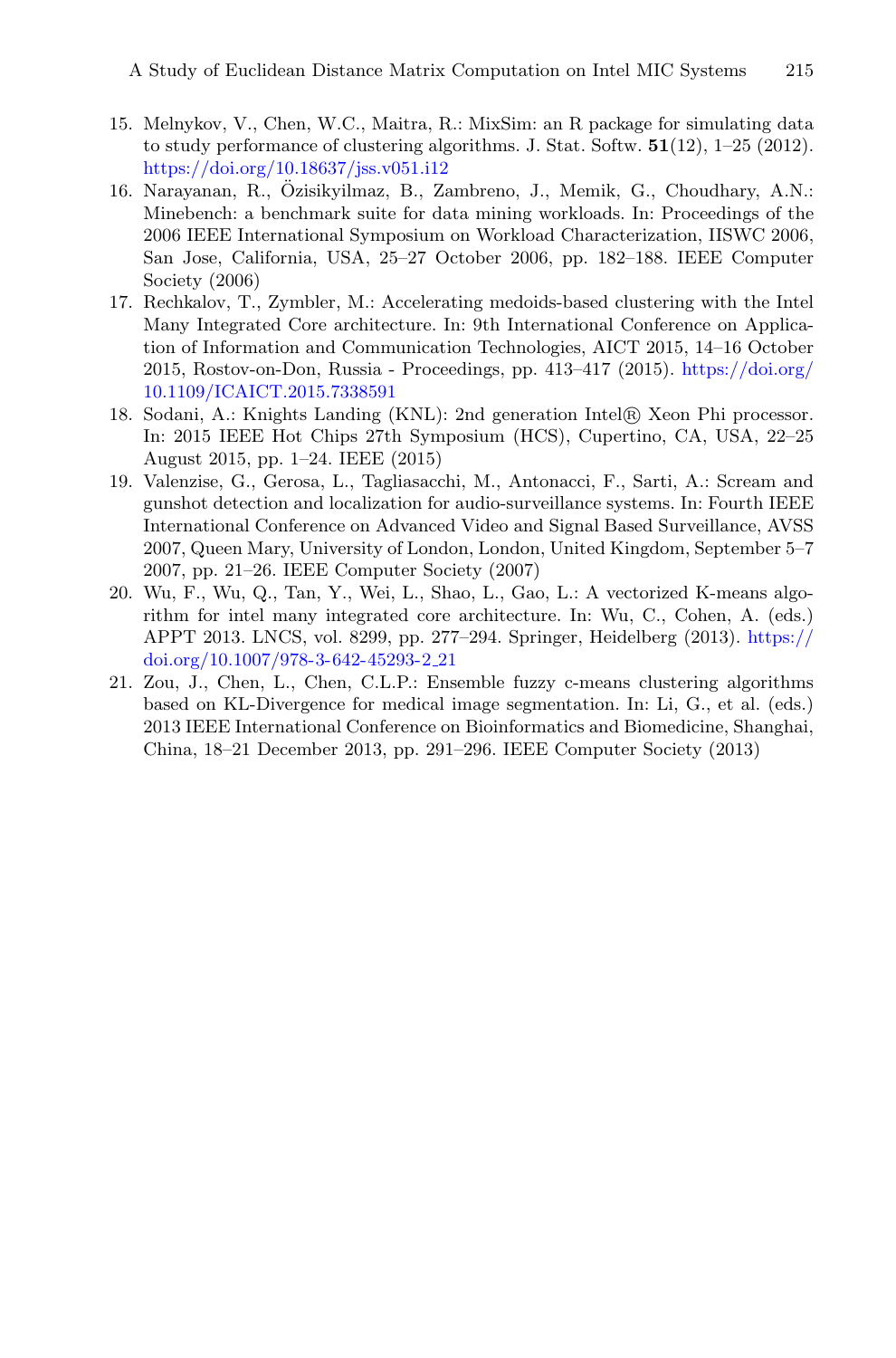15. Melnykov, V., Chen, W.C., Maitra, R.: MixSim: an R package for simulating data to study performance of clustering algorithms. J. Stat. Softw. **51**(12), 1–25 (2012). https://doi.org/10.18637/jss.v051.i12
16. Narayanan, R., Özisikyilmaz, B., Zambreno, J., Memik, G., Choudhary, A.N.: Minebench: a benchmark suite for data mining workloads. In: Proceedings of the 2006 IEEE International Symposium on Workload Characterization, IISWC 2006, San Jose, California, USA, 25–27 October 2006, pp. 182–188. IEEE Computer Society (2006)
17. Rechkalov, T., Zymbler, M.: Accelerating medoids-based clustering with the Intel Many Integrated Core architecture. In: 9th International Conference on Application of Information and Communication Technologies, AICT 2015, 14–16 October 2015, Rostov-on-Don, Russia - Proceedings, pp. 413–417 (2015). https://doi.org/10.1109/ICAICT.2015.7338591
18. Sodani, A.: Knights Landing (KNL): 2nd generation Intel® Xeon Phi processor. In: 2015 IEEE Hot Chips 27th Symposium (HCS), Cupertino, CA, USA, 22–25 August 2015, pp. 1–24. IEEE (2015)
19. Valenzise, G., Gerosa, L., Tagliasacchi, M., Antonacci, F., Sarti, A.: Scream and gunshot detection and localization for audio-surveillance systems. In: Fourth IEEE International Conference on Advanced Video and Signal Based Surveillance, AVSS 2007, Queen Mary, University of London, London, United Kingdom, September 5–7 2007, pp. 21–26. IEEE Computer Society (2007)
20. Wu, F., Wu, Q., Tan, Y., Wei, L., Shao, L., Gao, L.: A vectorized K-means algorithm for intel many integrated core architecture. In: Wu, C., Cohen, A. (eds.) APPT 2013. LNCS, vol. 8299, pp. 277–294. Springer, Heidelberg (2013). https://doi.org/10.1007/978-3-642-45293-2_21
21. Zou, J., Chen, L., Chen, C.L.P.: Ensemble fuzzy c-means clustering algorithms based on KL-Divergence for medical image segmentation. In: Li, G., et al. (eds.) 2013 IEEE International Conference on Bioinformatics and Biomedicine, Shanghai, China, 18–21 December 2013, pp. 291–296. IEEE Computer Society (2013)